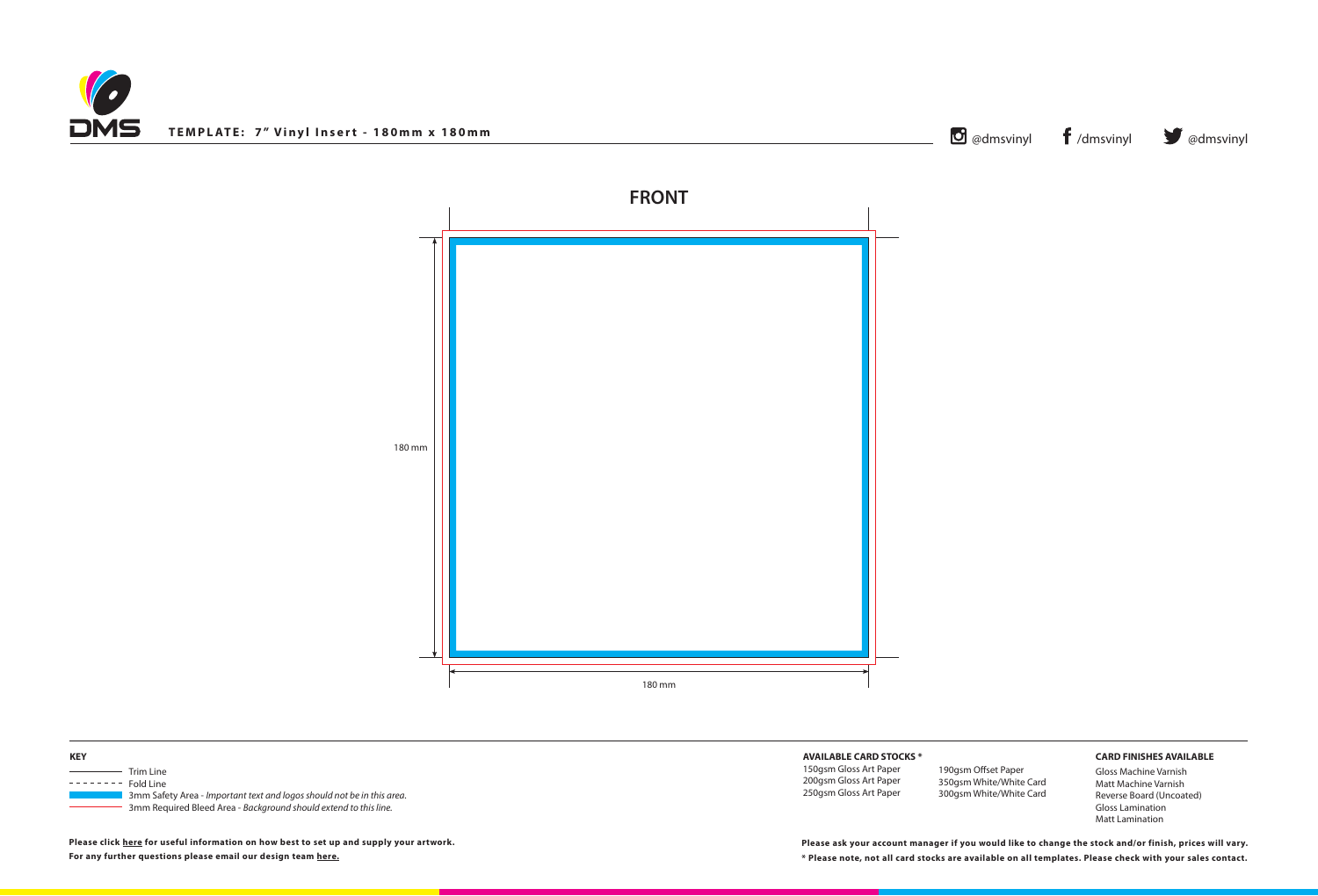**TEMPLATE: 7" Vinyl Insert - 180mm x 180mm**

@dmsvinyl /dmsvinyl @dmsvinyl

## FRONT

180 mm

180 mm

**KEY**

- Trim Line
- Fold Line
- 3mm Safety Area - *Important text and logos should not be in this area.*
- 3mm Required Bleed Area - *Background should extend to this line.*

**Please click here for useful information on how best to set up and supply your artwork.**
**For any further questions please email our design team here.**

**AVAILABLE CARD STOCKS ***

150gsm Gloss Art Paper
200gsm Gloss Art Paper
250gsm Gloss Art Paper
190gsm Offset Paper
350gsm White/White Card
300gsm White/White Card

**CARD FINISHES AVAILABLE**

Gloss Machine Varnish
Matt Machine Varnish
Reverse Board (Uncoated)
Gloss Lamination
Matt Lamination

**Please ask your account manager if you would like to change the stock and/or finish, prices will vary.**
**\* Please note, not all card stocks are available on all templates. Please check with your sales contact.**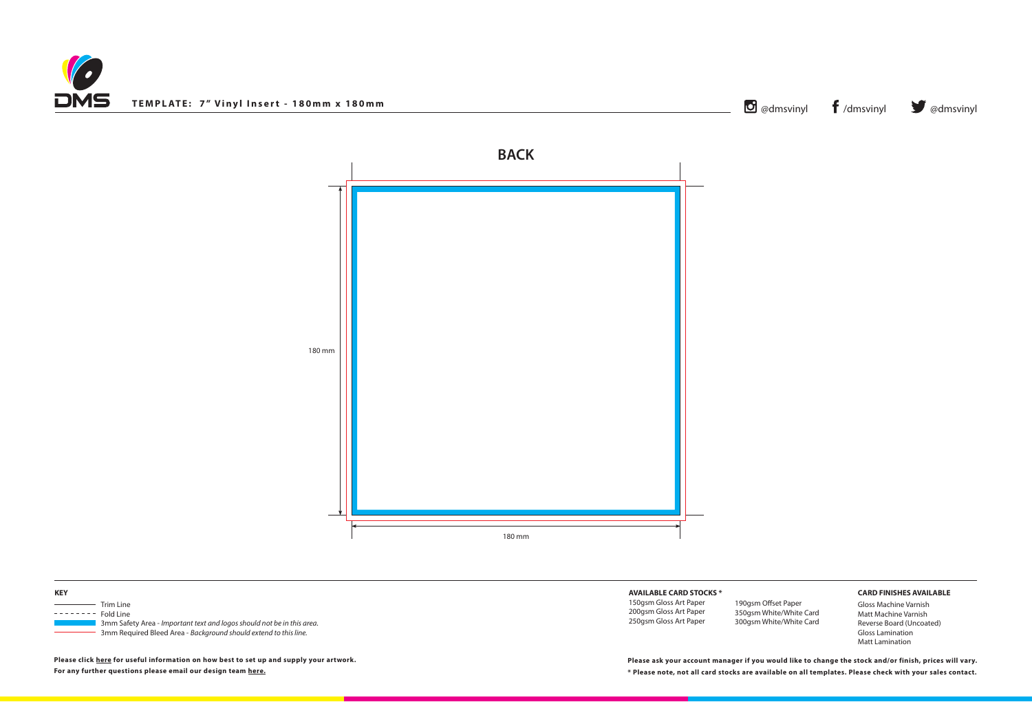**TEMPLATE: 7" Vinyl Insert - 180mm x 180mm**

@dmsvinyl /dmsvinyl @dmsvinyl

## BACK

180 mm

180 mm

**KEY**

- Trim Line
- Fold Line
- 3mm Safety Area - *Important text and logos should not be in this area.*
- 3mm Required Bleed Area - *Background should extend to this line.*

**Please click here for useful information on how best to set up and supply your artwork.**
**For any further questions please email our design team here.**

**AVAILABLE CARD STOCKS ***

150gsm Gloss Art Paper
200gsm Gloss Art Paper
250gsm Gloss Art Paper
190gsm Offset Paper
350gsm White/White Card
300gsm White/White Card

**CARD FINISHES AVAILABLE**

Gloss Machine Varnish
Matt Machine Varnish
Reverse Board (Uncoated)
Gloss Lamination
Matt Lamination

**Please ask your account manager if you would like to change the stock and/or finish, prices will vary.**
*** Please note, not all card stocks are available on all templates. Please check with your sales contact.**